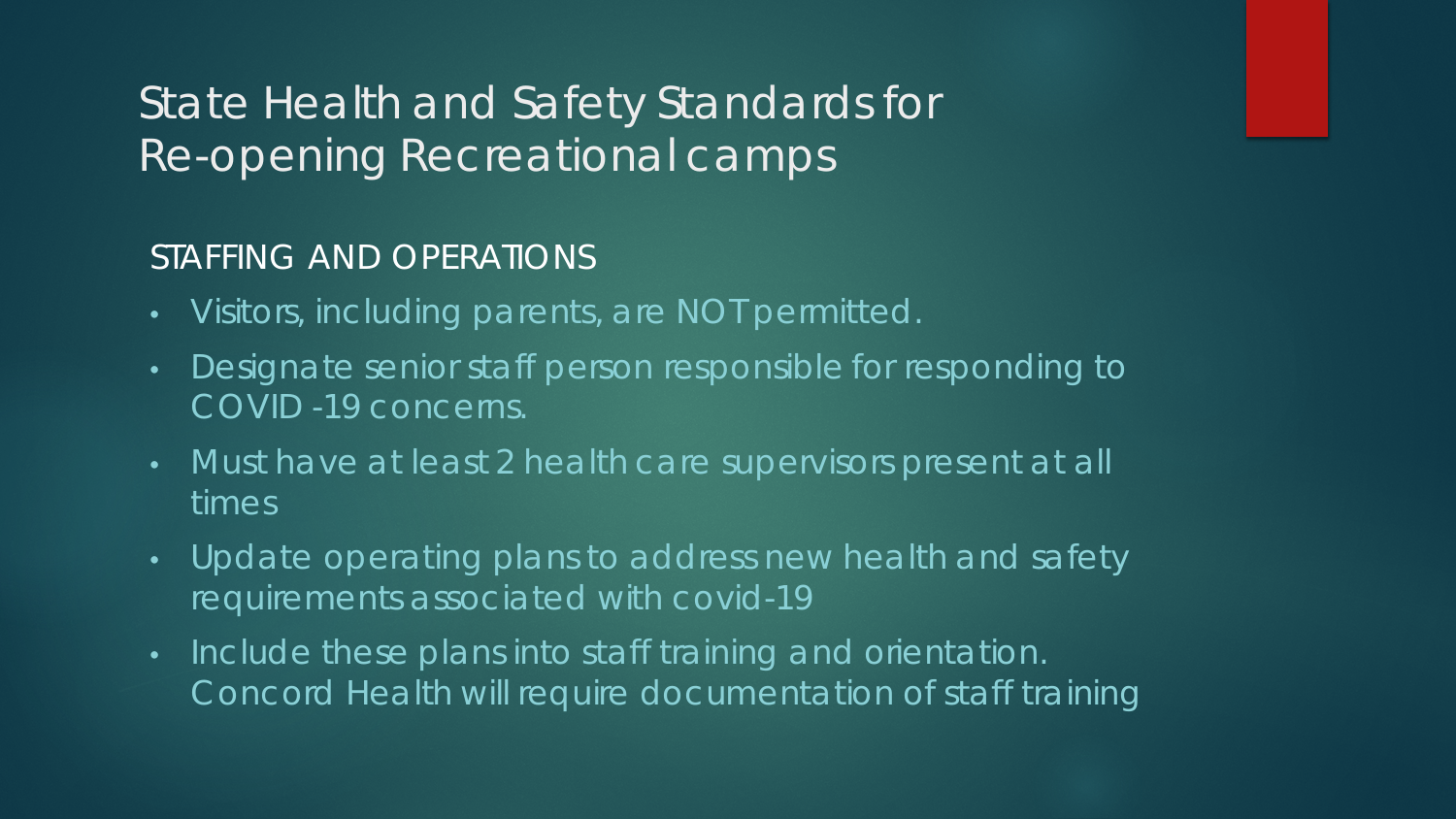# State Health and Safety Standards for Re-opening Recreational camps

## STAFFING AND OPERATIONS

- Visitors, including parents, are NOT permitted.
- Designate senior staff person responsible for responding to COVID -19 concerns.
- Must have at least 2 health care supervisors present at all times
- Update operating plans to address new health and safety requirements associated with covid-19
- Include these plans into staff training and orientation. Concord Health will require documentation of staff training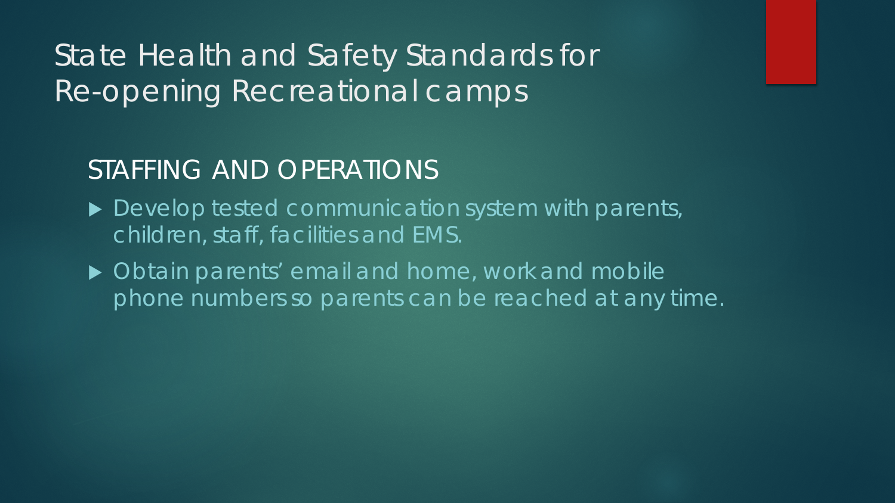# State Health and Safety Standards for Re-opening Recreational camps

## STAFFING AND OPERATIONS

- Develop tested communication system with parents, children, staff, facilities and EMS.
- Obtain parents' email and home, work and mobile phone numbers so parents can be reached at any time.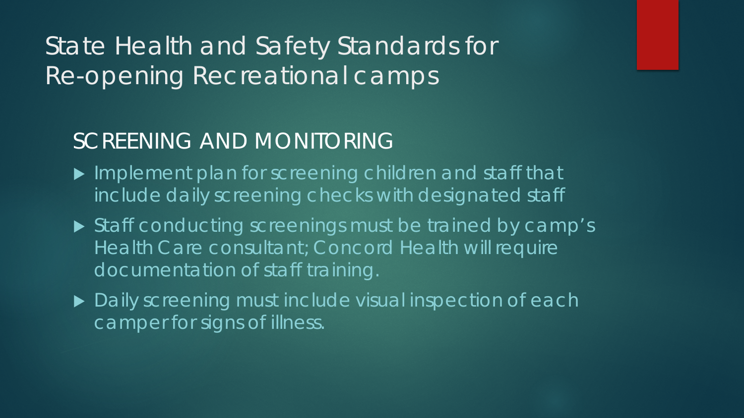# State Health and Safety Standards for Re-opening Recreational camps

## SCREENING AND MONITORING

- Implement plan for screening children and staff that include daily screening checks with designated staff
- Staff conducting screenings must be trained by camp's Health Care consultant; Concord Health will require documentation of staff training.
- Daily screening must include visual inspection of each camper for signs of illness.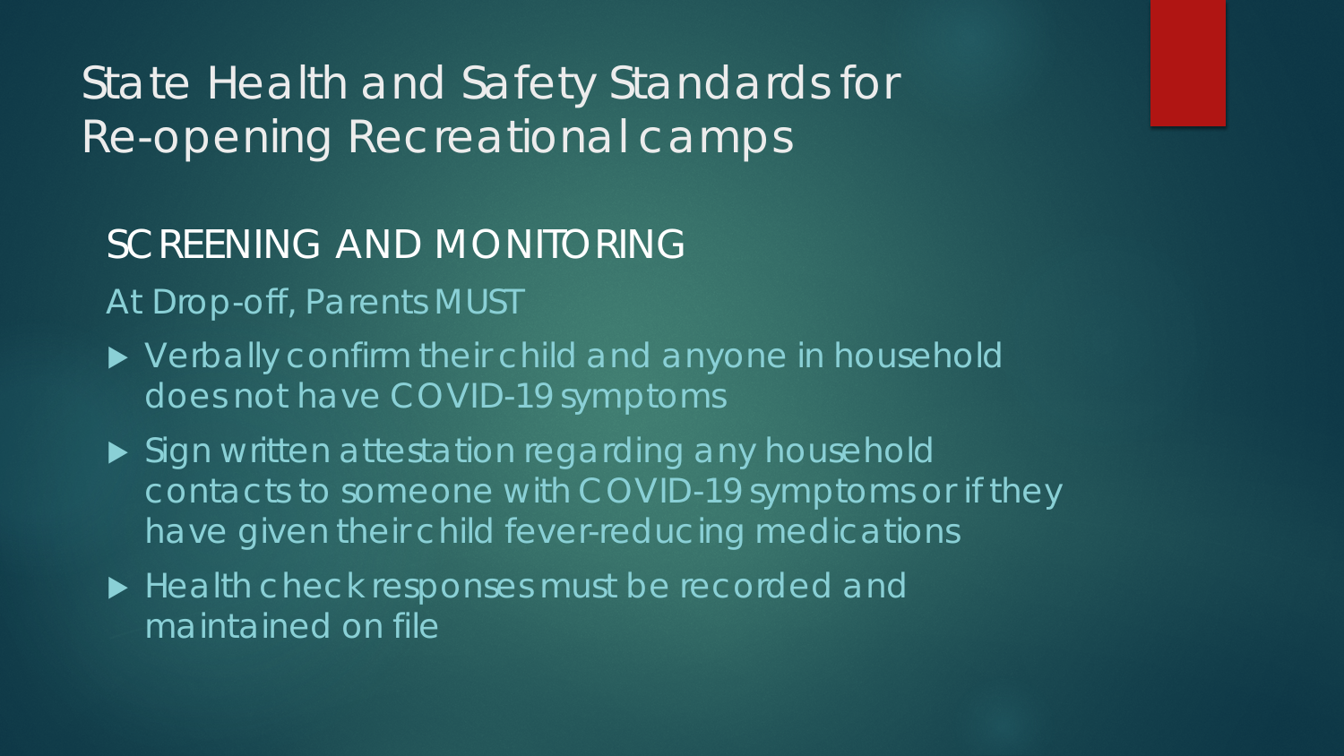# State Health and Safety Standards for Re-opening Recreational camps

## SCREENING AND MONITORING

At Drop-off, Parents MUST

- Verbally confirm their child and anyone in household does not have COVID-19 symptoms
- Sign written attestation regarding any household contacts to someone with COVID-19 symptoms or if they have given their child fever-reducing medications
- Health check responses must be recorded and maintained on file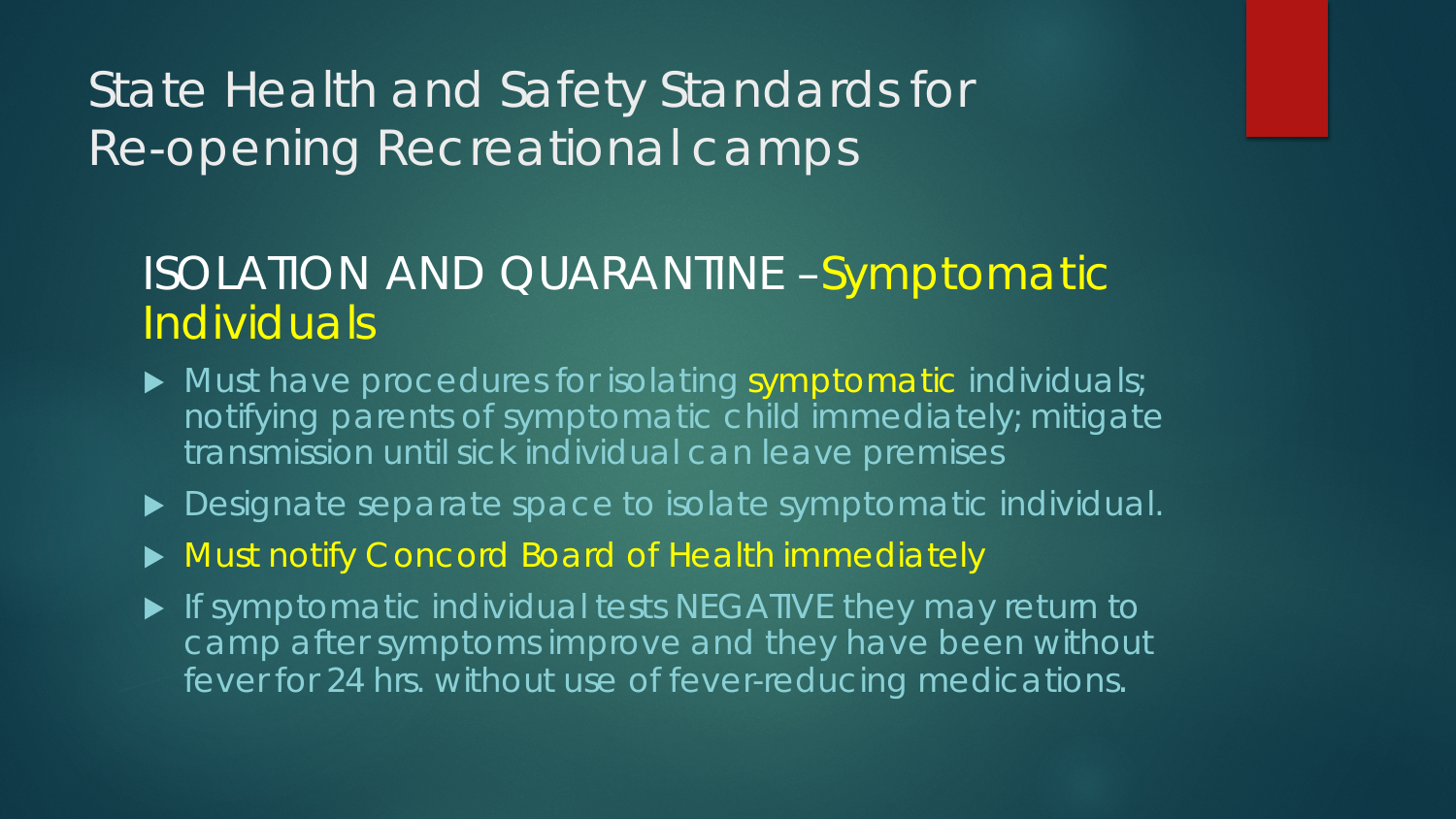# State Health and Safety Standards for Re-opening Recreational camps

## ISOLATION AND QUARANTINE – Symptomatic Individuals

- Must have procedures for isolating symptomatic individuals; notifying parents of symptomatic child immediately; mitigate transmission until sick individual can leave premises
- Designate separate space to isolate symptomatic individual.
- Must notify Concord Board of Health immediately
- If symptomatic individual tests NEGATIVE they may return to camp after symptoms improve and they have been without fever for 24 hrs. without use of fever-reducing medications.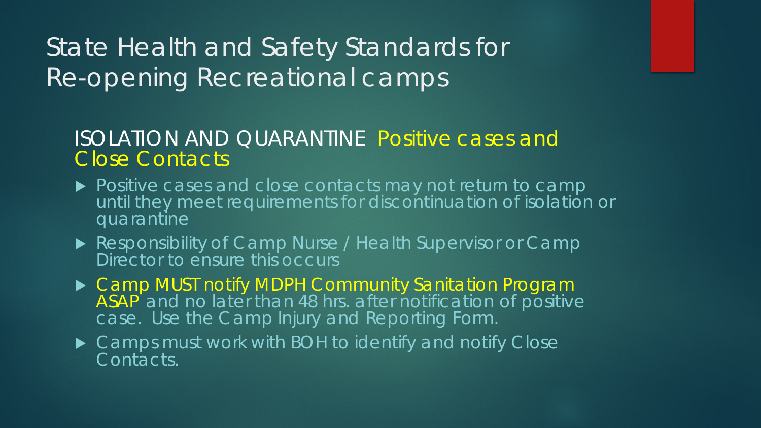# State Health and Safety Standards for Re-opening Recreational camps

## ISOLATION AND QUARANTINE Positive cases and Close Contacts

- Positive cases and close contacts may not return to camp until they meet requirements for discontinuation of isolation or quarantine
- Responsibility of Camp Nurse / Health Supervisor or Camp Director to ensure this occurs
- Camp MUST notify MDPH Community Sanitation Program ASAP and no later than 48 hrs. after notification of positive case. Use the Camp Injury and Reporting Form.
- Camps must work with BOH to identify and notify Close Contacts.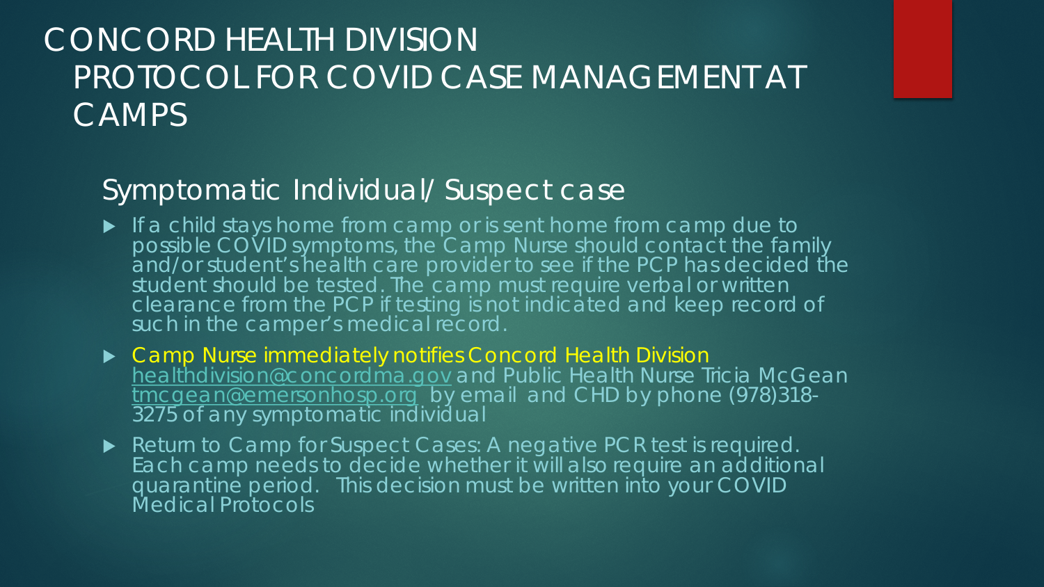# CONCORD HEALTH DIVISION PROTOCOL FOR COVID CASE MANAGEMENT AT CAMPS

## Symptomatic Individual/ Suspect case

- If a child stays home from camp or is sent home from camp due to possible COVID symptoms, the Camp Nurse should contact the family and/or student's health care provider to see if the PCP has decided the student should be tested. The camp must require verbal or written clearance from the PCP if testing is not indicated and keep record of such in the camper's medical record.
- Camp Nurse immediately notifies Concord Health Division healthdivision@concordma.gov and Public Health Nurse Tricia McGean tmcgean@emersonhosp.org by email and CHD by phone (978)318-3275 of any symptomatic individual
- Return to Camp for Suspect Cases: A negative PCR test is required. Each camp needs to decide whether it will also require an additional quarantine period. This decision must be written into your COVID Medical Protocols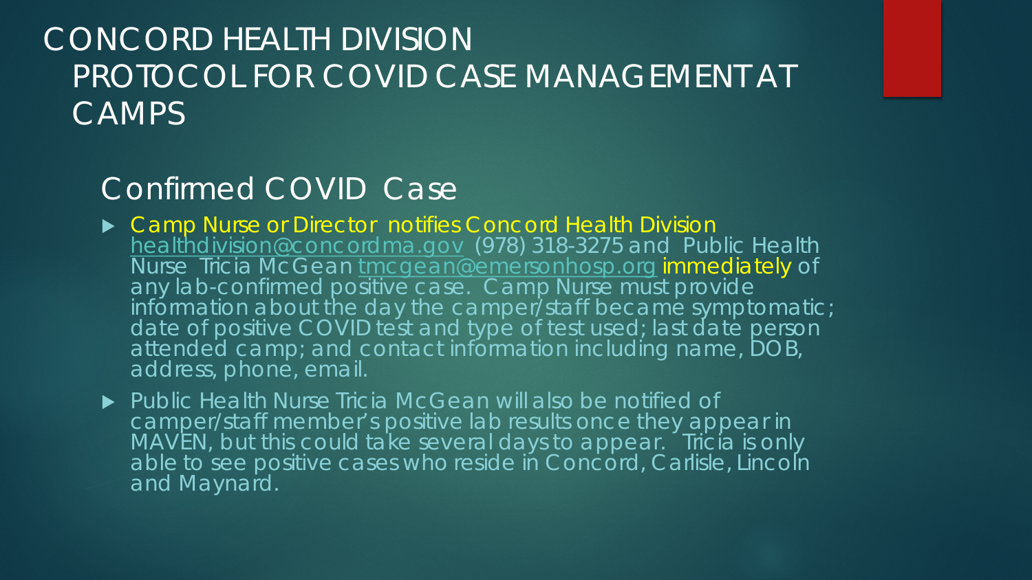# CONCORD HEALTH DIVISION PROTOCOL FOR COVID CASE MANAGEMENT AT CAMPS

## Confirmed COVID Case

- Camp Nurse or Director notifies Concord Health Division healthdivision@concordma.gov (978) 318-3275 and Public Health Nurse Tricia McGean tmcgean@emersonhosp.org immediately of any lab-confirmed positive case. Camp Nurse must provide information about the day the camper/staff became symptomatic; date of positive COVID test and type of test used; last date person attended camp; and contact information including name, DOB, address, phone, email.
- Public Health Nurse Tricia McGean will also be notified of camper/staff member's positive lab results once they appear in MAVEN, but this could take several days to appear. Tricia is only able to see positive cases who reside in Concord, Carlisle, Lincoln and Maynard.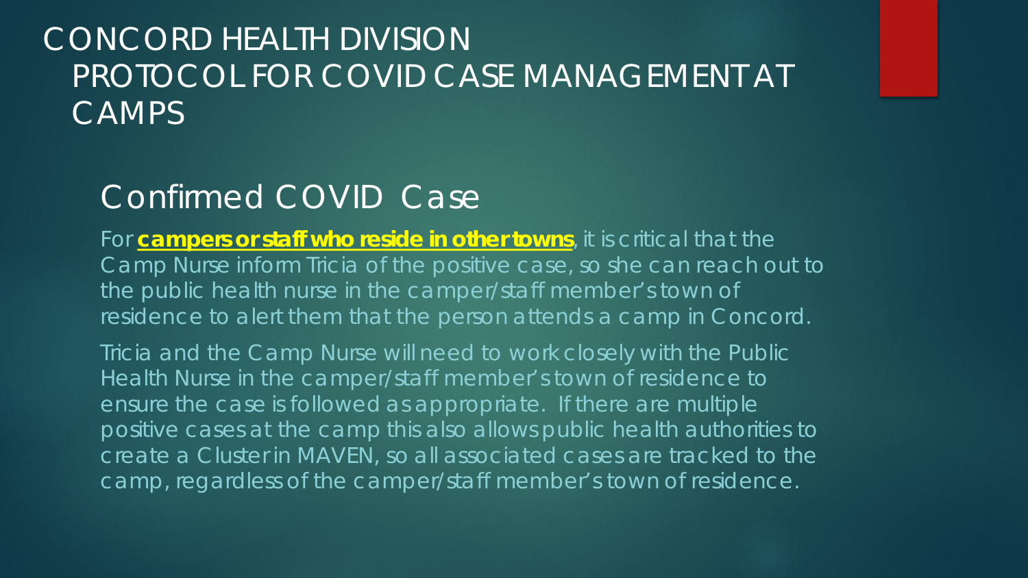# CONCORD HEALTH DIVISION PROTOCOL FOR COVID CASE MANAGEMENT AT CAMPS

## Confirmed COVID Case

For **campers or staff who reside in other towns**, it is critical that the Camp Nurse inform Tricia of the positive case, so she can reach out to the public health nurse in the camper/staff member's town of residence to alert them that the person attends a camp in Concord.

Tricia and the Camp Nurse will need to work closely with the Public Health Nurse in the camper/staff member's town of residence to ensure the case is followed as appropriate. If there are multiple positive cases at the camp this also allows public health authorities to create a Cluster in MAVEN, so all associated cases are tracked to the camp, regardless of the camper/staff member's town of residence.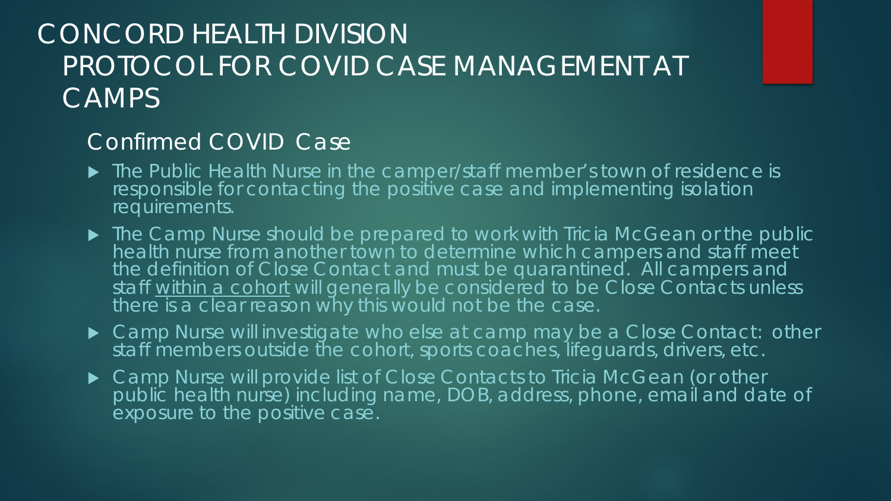# CONCORD HEALTH DIVISION PROTOCOL FOR COVID CASE MANAGEMENT AT CAMPS

## Confirmed COVID Case

- The Public Health Nurse in the camper/staff member's town of residence is responsible for contacting the positive case and implementing isolation requirements.
- The Camp Nurse should be prepared to work with Tricia McGean or the public health nurse from another town to determine which campers and staff meet the definition of Close Contact and must be quarantined. All campers and staff <u>within a cohort</u> will generally be considered to be Close Contacts unless there is a clear reason why this would not be the case.
- Camp Nurse will investigate who else at camp may be a Close Contact: other staff members outside the cohort, sports coaches, lifeguards, drivers, etc.
- Camp Nurse will provide list of Close Contacts to Tricia McGean (or other public health nurse) including name, DOB, address, phone, email and date of exposure to the positive case.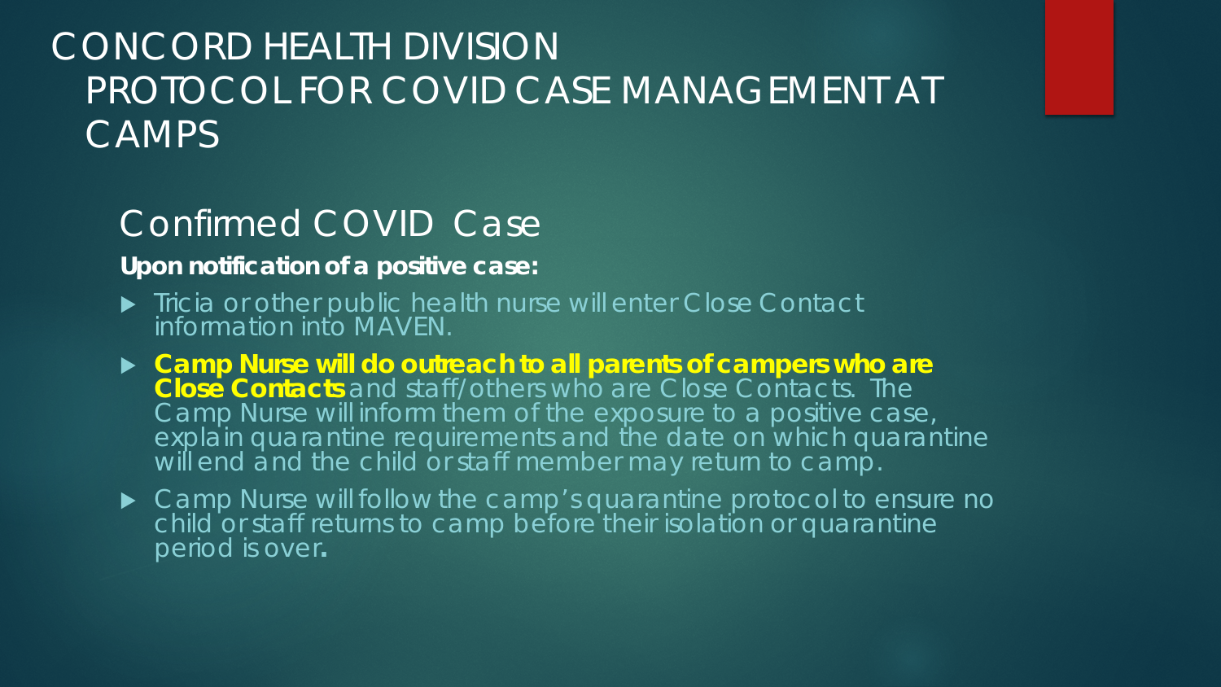# CONCORD HEALTH DIVISION PROTOCOL FOR COVID CASE MANAGEMENT AT CAMPS

## Confirmed COVID Case

**Upon notification of a positive case:**

- Tricia or other public health nurse will enter Close Contact information into MAVEN.
- **Camp Nurse will do outreach to all parents of campers who are Close Contacts** and staff/others who are Close Contacts. The Camp Nurse will inform them of the exposure to a positive case, explain quarantine requirements and the date on which quarantine will end and the child or staff member may return to camp.
- Camp Nurse will follow the camp's quarantine protocol to ensure no child or staff returns to camp before their isolation or quarantine period is over**.**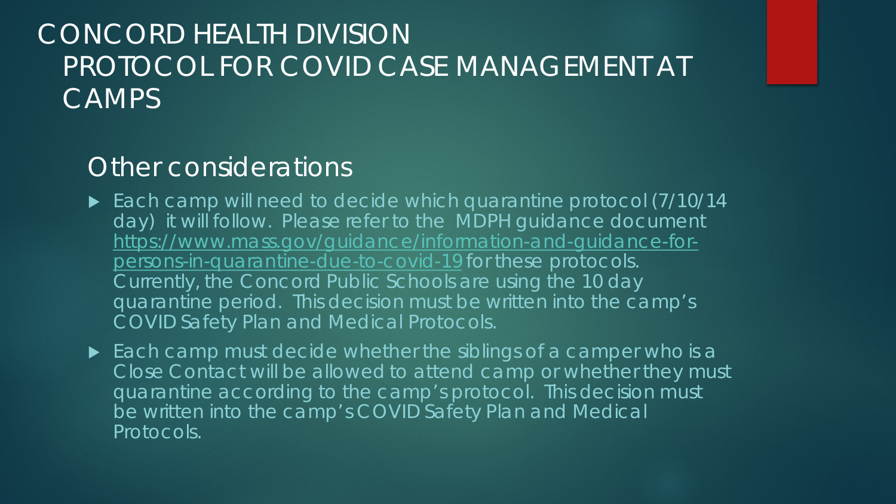# CONCORD HEALTH DIVISION PROTOCOL FOR COVID CASE MANAGEMENT AT CAMPS

## Other considerations

- Each camp will need to decide which quarantine protocol (7/10/14 day) it will follow. Please refer to the MDPH guidance document [https://www.mass.gov/guidance/information-and-guidance-for-persons-in-quarantine-due-to-covid-19](https://www.mass.gov/guidance/information-and-guidance-for-persons-in-quarantine-due-to-covid-19) for these protocols. Currently, the Concord Public Schools are using the 10 day quarantine period. This decision must be written into the camp's COVID Safety Plan and Medical Protocols.
- Each camp must decide whether the siblings of a camper who is a Close Contact will be allowed to attend camp or whether they must quarantine according to the camp's protocol. This decision must be written into the camp's COVID Safety Plan and Medical Protocols.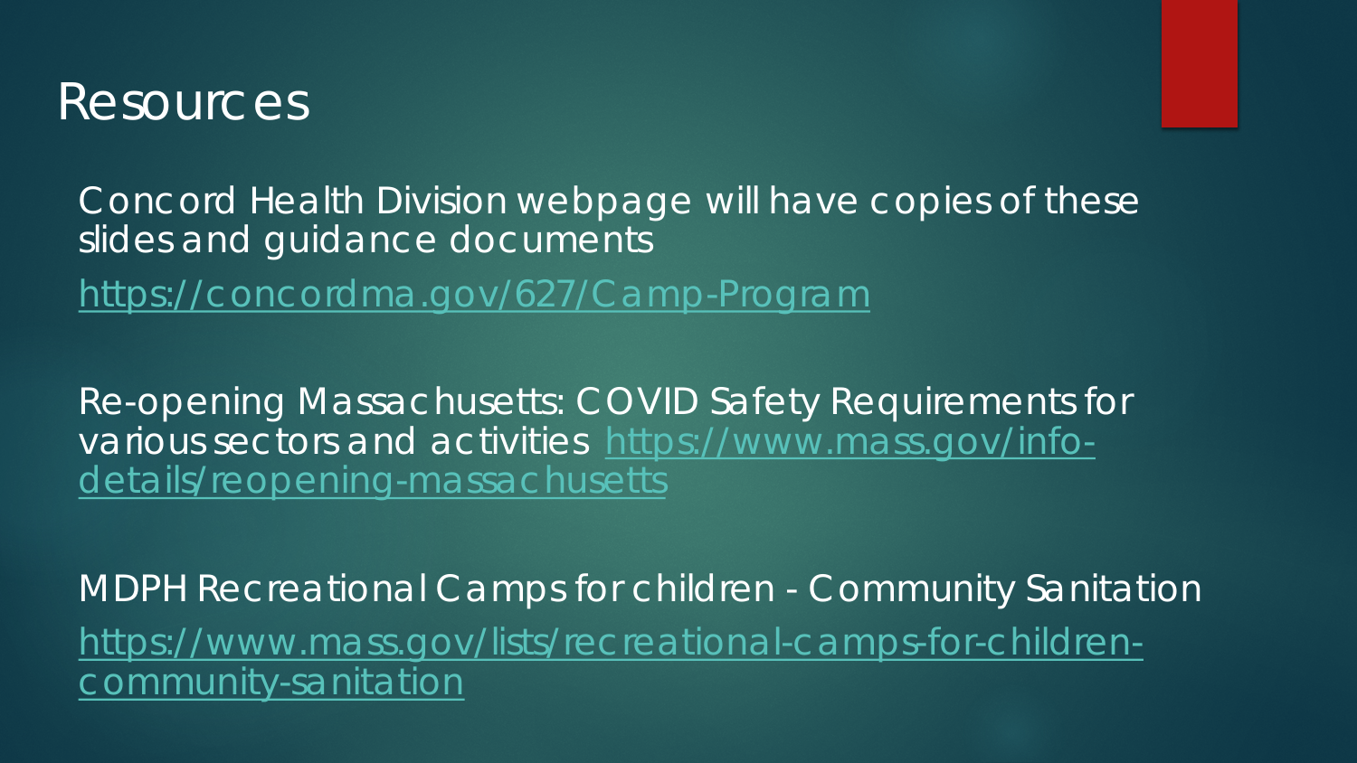# Resources

Concord Health Division webpage will have copies of these slides and guidance documents

https://concordma.gov/627/Camp-Program

Re-opening Massachusetts: COVID Safety Requirements for various sectors and activities https://www.mass.gov/info-details/reopening-massachusetts

MDPH Recreational Camps for children - Community Sanitation

https://www.mass.gov/lists/recreational-camps-for-children-community-sanitation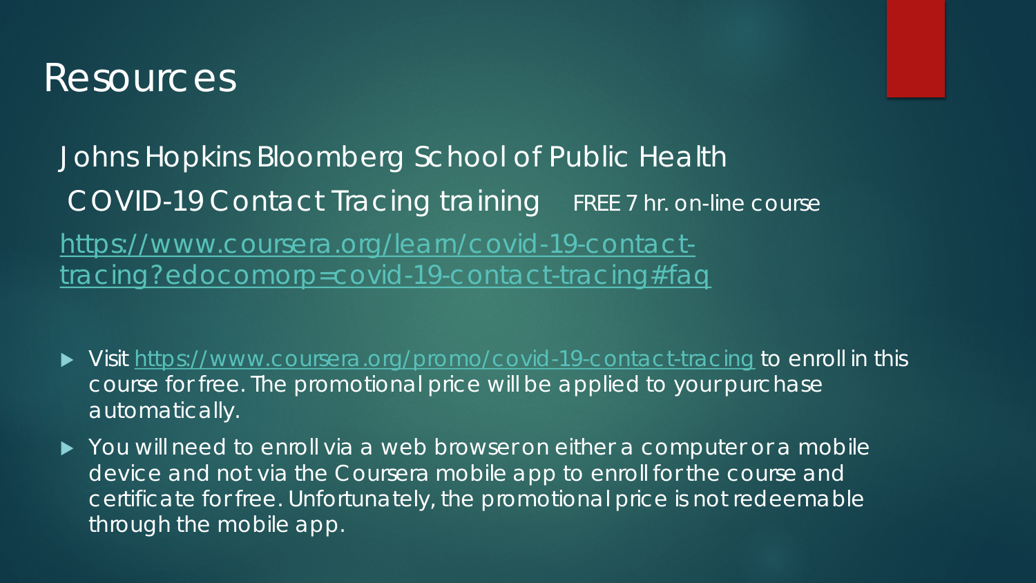# Resources

Johns Hopkins Bloomberg School of Public Health

COVID-19 Contact Tracing training FREE 7 hr. on-line course

https://www.coursera.org/learn/covid-19-contact-tracing?edocomorp=covid-19-contact-tracing#faq

- Visit https://www.coursera.org/promo/covid-19-contact-tracing to enroll in this course for free. The promotional price will be applied to your purchase automatically.
- You will need to enroll via a web browser on either a computer or a mobile device and not via the Coursera mobile app to enroll for the course and certificate for free. Unfortunately, the promotional price is not redeemable through the mobile app.